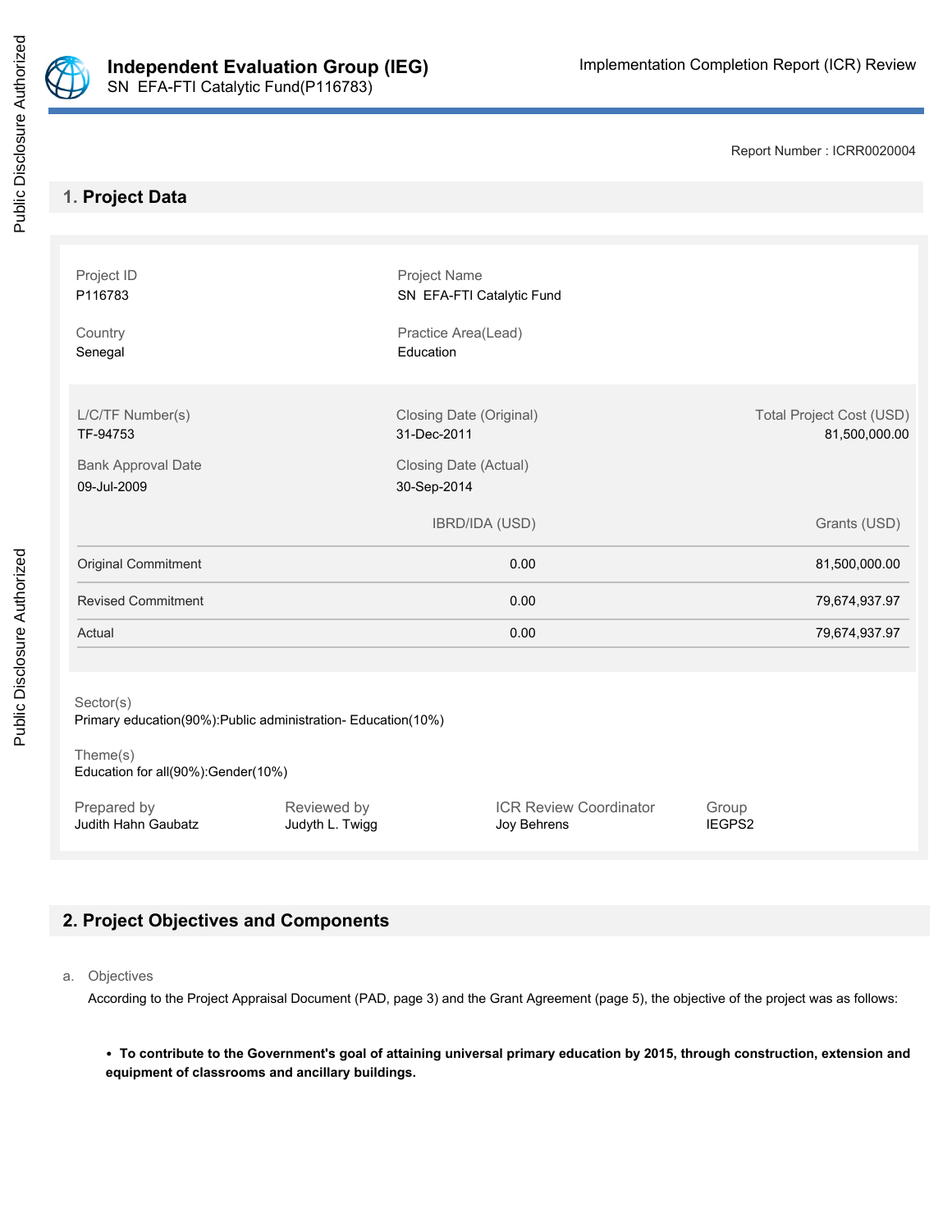**Independent Evaluation Group (IEG)**
SN EFA-FTI Catalytic Fund(P116783)

Implementation Completion Report (ICR) Review

Report Number : ICRR0020004

## 1. Project Data

| Project ID | Project Name |
|---|---|
| P116783 | SN EFA-FTI Catalytic Fund |
| **Country** | **Practice Area(Lead)** |
| Senegal | Education |

| L/C/TF Number(s) | Closing Date (Original) | Total Project Cost (USD) |
|---|---|---|
| TF-94753 | 31-Dec-2011 | 81,500,000.00 |
| **Bank Approval Date** | **Closing Date (Actual)** | |
| 09-Jul-2009 | 30-Sep-2014 | |

| | IBRD/IDA (USD) | Grants (USD) |
|---|---|---|
| Original Commitment | 0.00 | 81,500,000.00 |
| Revised Commitment | 0.00 | 79,674,937.97 |
| Actual | 0.00 | 79,674,937.97 |

Sector(s)
Primary education(90%):Public administration- Education(10%)

Theme(s)
Education for all(90%):Gender(10%)

| Prepared by | Reviewed by | ICR Review Coordinator | Group |
|---|---|---|---|
| Judith Hahn Gaubatz | Judyth L. Twigg | Joy Behrens | IEGPS2 |

## 2. Project Objectives and Components

a. Objectives

According to the Project Appraisal Document (PAD, page 3) and the Grant Agreement (page 5), the objective of the project was as follows:

- **To contribute to the Government's goal of attaining universal primary education by 2015, through construction, extension and equipment of classrooms and ancillary buildings.**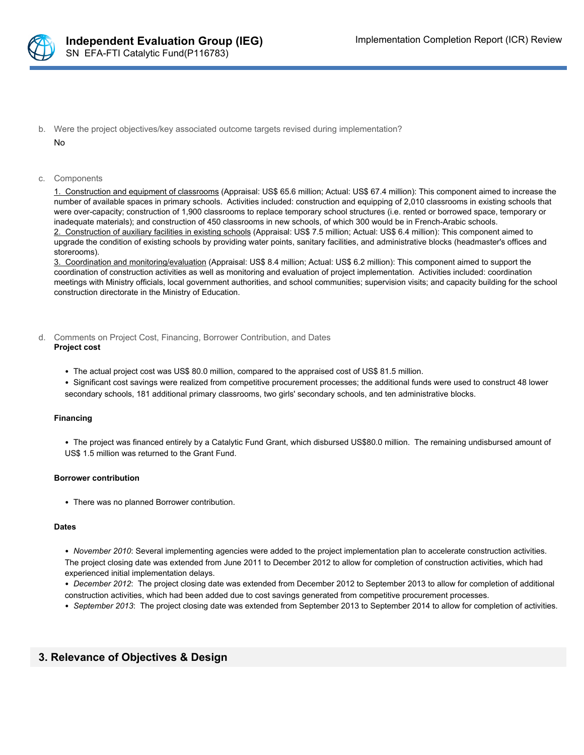b. Were the project objectives/key associated outcome targets revised during implementation?

No

c. Components

1. Construction and equipment of classrooms (Appraisal: US$ 65.6 million; Actual: US$ 67.4 million): This component aimed to increase the number of available spaces in primary schools. Activities included: construction and equipping of 2,010 classrooms in existing schools that were over-capacity; construction of 1,900 classrooms to replace temporary school structures (i.e. rented or borrowed space, temporary or inadequate materials); and construction of 450 classrooms in new schools, of which 300 would be in French-Arabic schools.
2. Construction of auxiliary facilities in existing schools (Appraisal: US$ 7.5 million; Actual: US$ 6.4 million): This component aimed to upgrade the condition of existing schools by providing water points, sanitary facilities, and administrative blocks (headmaster's offices and storerooms).
3. Coordination and monitoring/evaluation (Appraisal: US$ 8.4 million; Actual: US$ 6.2 million): This component aimed to support the coordination of construction activities as well as monitoring and evaluation of project implementation. Activities included: coordination meetings with Ministry officials, local government authorities, and school communities; supervision visits; and capacity building for the school construction directorate in the Ministry of Education.

d. Comments on Project Cost, Financing, Borrower Contribution, and Dates

**Project cost**

- The actual project cost was US$ 80.0 million, compared to the appraised cost of US$ 81.5 million.
- Significant cost savings were realized from competitive procurement processes; the additional funds were used to construct 48 lower secondary schools, 181 additional primary classrooms, two girls' secondary schools, and ten administrative blocks.

**Financing**

- The project was financed entirely by a Catalytic Fund Grant, which disbursed US$80.0 million. The remaining undisbursed amount of US$ 1.5 million was returned to the Grant Fund.

**Borrower contribution**

- There was no planned Borrower contribution.

**Dates**

- *November 2010*: Several implementing agencies were added to the project implementation plan to accelerate construction activities. The project closing date was extended from June 2011 to December 2012 to allow for completion of construction activities, which had experienced initial implementation delays.
- *December 2012*: The project closing date was extended from December 2012 to September 2013 to allow for completion of additional construction activities, which had been added due to cost savings generated from competitive procurement processes.
- *September 2013*: The project closing date was extended from September 2013 to September 2014 to allow for completion of activities.

## 3. Relevance of Objectives & Design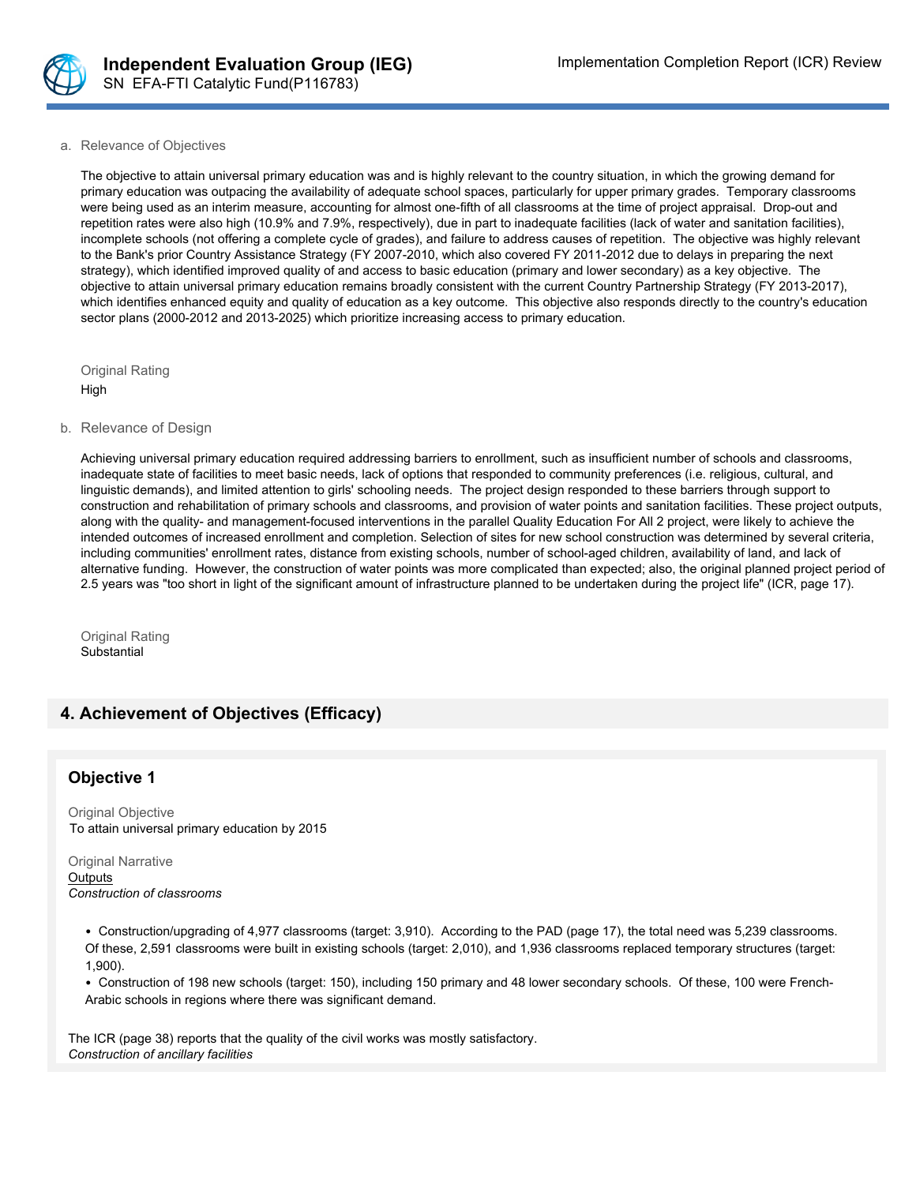a. Relevance of Objectives

The objective to attain universal primary education was and is highly relevant to the country situation, in which the growing demand for primary education was outpacing the availability of adequate school spaces, particularly for upper primary grades. Temporary classrooms were being used as an interim measure, accounting for almost one-fifth of all classrooms at the time of project appraisal. Drop-out and repetition rates were also high (10.9% and 7.9%, respectively), due in part to inadequate facilities (lack of water and sanitation facilities), incomplete schools (not offering a complete cycle of grades), and failure to address causes of repetition. The objective was highly relevant to the Bank's prior Country Assistance Strategy (FY 2007-2010, which also covered FY 2011-2012 due to delays in preparing the next strategy), which identified improved quality of and access to basic education (primary and lower secondary) as a key objective. The objective to attain universal primary education remains broadly consistent with the current Country Partnership Strategy (FY 2013-2017), which identifies enhanced equity and quality of education as a key outcome. This objective also responds directly to the country's education sector plans (2000-2012 and 2013-2025) which prioritize increasing access to primary education.

Original Rating
High

b. Relevance of Design

Achieving universal primary education required addressing barriers to enrollment, such as insufficient number of schools and classrooms, inadequate state of facilities to meet basic needs, lack of options that responded to community preferences (i.e. religious, cultural, and linguistic demands), and limited attention to girls' schooling needs. The project design responded to these barriers through support to construction and rehabilitation of primary schools and classrooms, and provision of water points and sanitation facilities. These project outputs, along with the quality- and management-focused interventions in the parallel Quality Education For All 2 project, were likely to achieve the intended outcomes of increased enrollment and completion. Selection of sites for new school construction was determined by several criteria, including communities' enrollment rates, distance from existing schools, number of school-aged children, availability of land, and lack of alternative funding. However, the construction of water points was more complicated than expected; also, the original planned project period of 2.5 years was "too short in light of the significant amount of infrastructure planned to be undertaken during the project life" (ICR, page 17).

Original Rating
Substantial

## 4. Achievement of Objectives (Efficacy)

### Objective 1

Original Objective
To attain universal primary education by 2015

Original Narrative
Outputs
*Construction of classrooms*

- Construction/upgrading of 4,977 classrooms (target: 3,910). According to the PAD (page 17), the total need was 5,239 classrooms. Of these, 2,591 classrooms were built in existing schools (target: 2,010), and 1,936 classrooms replaced temporary structures (target: 1,900).
- Construction of 198 new schools (target: 150), including 150 primary and 48 lower secondary schools. Of these, 100 were French-Arabic schools in regions where there was significant demand.

The ICR (page 38) reports that the quality of the civil works was mostly satisfactory.
*Construction of ancillary facilities*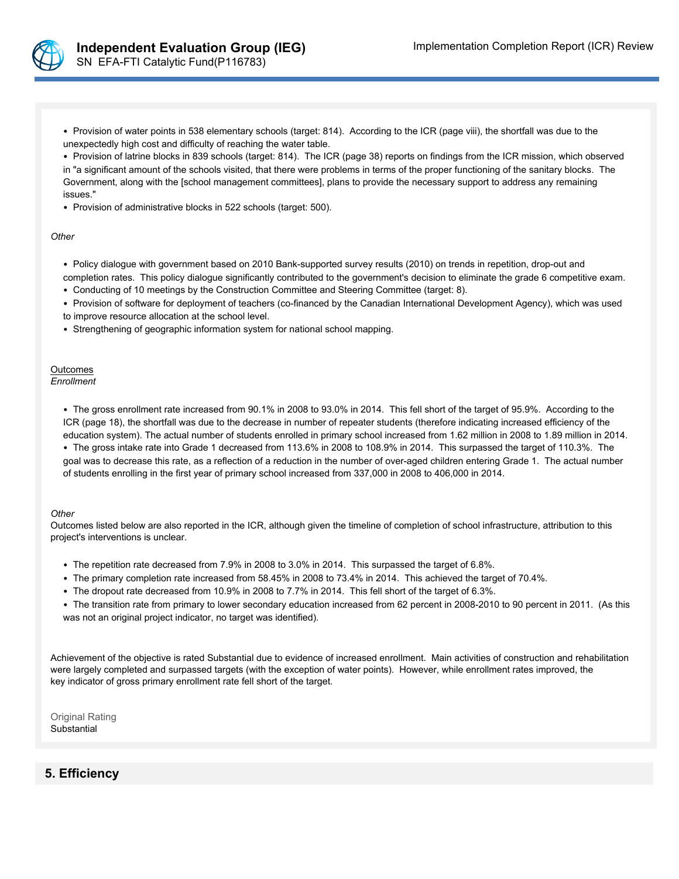- Provision of water points in 538 elementary schools (target: 814). According to the ICR (page viii), the shortfall was due to the unexpectedly high cost and difficulty of reaching the water table.
- Provision of latrine blocks in 839 schools (target: 814). The ICR (page 38) reports on findings from the ICR mission, which observed in "a significant amount of the schools visited, that there were problems in terms of the proper functioning of the sanitary blocks. The Government, along with the [school management committees], plans to provide the necessary support to address any remaining issues."
- Provision of administrative blocks in 522 schools (target: 500).

*Other*

- Policy dialogue with government based on 2010 Bank-supported survey results (2010) on trends in repetition, drop-out and completion rates. This policy dialogue significantly contributed to the government's decision to eliminate the grade 6 competitive exam.
- Conducting of 10 meetings by the Construction Committee and Steering Committee (target: 8).
- Provision of software for deployment of teachers (co-financed by the Canadian International Development Agency), which was used to improve resource allocation at the school level.
- Strengthening of geographic information system for national school mapping.

Outcomes
*Enrollment*

- The gross enrollment rate increased from 90.1% in 2008 to 93.0% in 2014. This fell short of the target of 95.9%. According to the ICR (page 18), the shortfall was due to the decrease in number of repeater students (therefore indicating increased efficiency of the education system). The actual number of students enrolled in primary school increased from 1.62 million in 2008 to 1.89 million in 2014.
- The gross intake rate into Grade 1 decreased from 113.6% in 2008 to 108.9% in 2014. This surpassed the target of 110.3%. The goal was to decrease this rate, as a reflection of a reduction in the number of over-aged children entering Grade 1. The actual number of students enrolling in the first year of primary school increased from 337,000 in 2008 to 406,000 in 2014.

*Other*
Outcomes listed below are also reported in the ICR, although given the timeline of completion of school infrastructure, attribution to this project's interventions is unclear.

- The repetition rate decreased from 7.9% in 2008 to 3.0% in 2014. This surpassed the target of 6.8%.
- The primary completion rate increased from 58.45% in 2008 to 73.4% in 2014. This achieved the target of 70.4%.
- The dropout rate decreased from 10.9% in 2008 to 7.7% in 2014. This fell short of the target of 6.3%.
- The transition rate from primary to lower secondary education increased from 62 percent in 2008-2010 to 90 percent in 2011. (As this was not an original project indicator, no target was identified).

Achievement of the objective is rated Substantial due to evidence of increased enrollment. Main activities of construction and rehabilitation were largely completed and surpassed targets (with the exception of water points). However, while enrollment rates improved, the key indicator of gross primary enrollment rate fell short of the target.

Original Rating
Substantial

## 5. Efficiency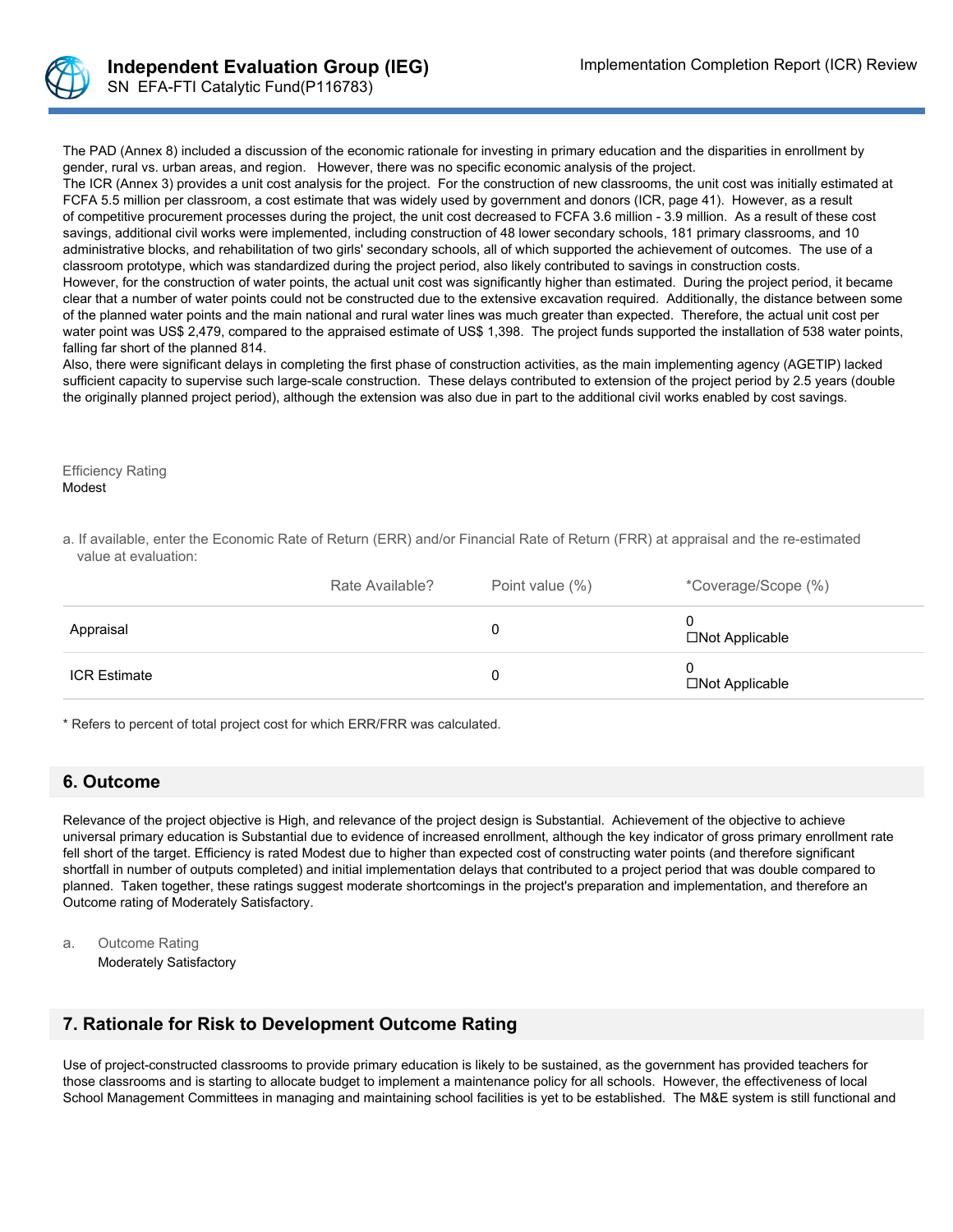The PAD (Annex 8) included a discussion of the economic rationale for investing in primary education and the disparities in enrollment by gender, rural vs. urban areas, and region.  However, there was no specific economic analysis of the project.
The ICR (Annex 3) provides a unit cost analysis for the project.  For the construction of new classrooms, the unit cost was initially estimated at FCFA 5.5 million per classroom, a cost estimate that was widely used by government and donors (ICR, page 41).  However, as a result of competitive procurement processes during the project, the unit cost decreased to FCFA 3.6 million - 3.9 million.  As a result of these cost savings, additional civil works were implemented, including construction of 48 lower secondary schools, 181 primary classrooms, and 10 administrative blocks, and rehabilitation of two girls' secondary schools, all of which supported the achievement of outcomes.  The use of a classroom prototype, which was standardized during the project period, also likely contributed to savings in construction costs.
However, for the construction of water points, the actual unit cost was significantly higher than estimated.  During the project period, it became clear that a number of water points could not be constructed due to the extensive excavation required.  Additionally, the distance between some of the planned water points and the main national and rural water lines was much greater than expected.  Therefore, the actual unit cost per water point was US$ 2,479, compared to the appraised estimate of US$ 1,398.  The project funds supported the installation of 538 water points, falling far short of the planned 814.
Also, there were significant delays in completing the first phase of construction activities, as the main implementing agency (AGETIP) lacked sufficient capacity to supervise such large-scale construction.  These delays contributed to extension of the project period by 2.5 years (double the originally planned project period), although the extension was also due in part to the additional civil works enabled by cost savings.

Efficiency Rating
Modest

a. If available, enter the Economic Rate of Return (ERR) and/or Financial Rate of Return (FRR) at appraisal and the re-estimated value at evaluation:

| | Rate Available? | Point value (%) | *Coverage/Scope (%) |
|---|---|---|---|
| Appraisal | | 0 | 0<br>☐Not Applicable |
| ICR Estimate | | 0 | 0<br>☐Not Applicable |

\* Refers to percent of total project cost for which ERR/FRR was calculated.

## 6. Outcome

Relevance of the project objective is High, and relevance of the project design is Substantial.  Achievement of the objective to achieve universal primary education is Substantial due to evidence of increased enrollment, although the key indicator of gross primary enrollment rate fell short of the target. Efficiency is rated Modest due to higher than expected cost of constructing water points (and therefore significant shortfall in number of outputs completed) and initial implementation delays that contributed to a project period that was double compared to planned.  Taken together, these ratings suggest moderate shortcomings in the project's preparation and implementation, and therefore an Outcome rating of Moderately Satisfactory.

a. Outcome Rating
Moderately Satisfactory

## 7. Rationale for Risk to Development Outcome Rating

Use of project-constructed classrooms to provide primary education is likely to be sustained, as the government has provided teachers for those classrooms and is starting to allocate budget to implement a maintenance policy for all schools.  However, the effectiveness of local School Management Committees in managing and maintaining school facilities is yet to be established.  The M&E system is still functional and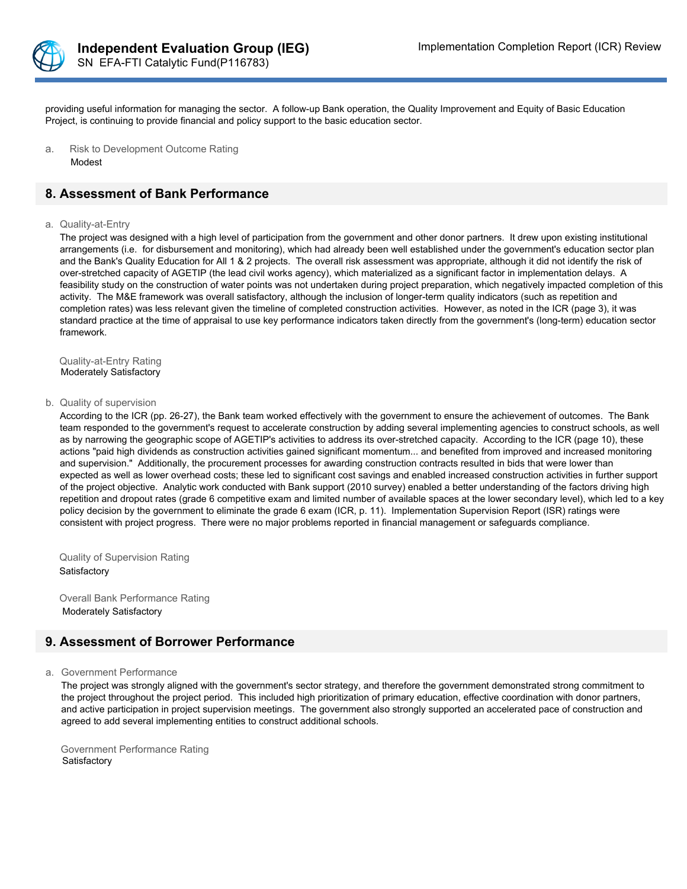providing useful information for managing the sector. A follow-up Bank operation, the Quality Improvement and Equity of Basic Education Project, is continuing to provide financial and policy support to the basic education sector.

a. Risk to Development Outcome Rating

Modest

## 8. Assessment of Bank Performance

a. Quality-at-Entry

The project was designed with a high level of participation from the government and other donor partners. It drew upon existing institutional arrangements (i.e. for disbursement and monitoring), which had already been well established under the government's education sector plan and the Bank's Quality Education for All 1 & 2 projects. The overall risk assessment was appropriate, although it did not identify the risk of over-stretched capacity of AGETIP (the lead civil works agency), which materialized as a significant factor in implementation delays. A feasibility study on the construction of water points was not undertaken during project preparation, which negatively impacted completion of this activity. The M&E framework was overall satisfactory, although the inclusion of longer-term quality indicators (such as repetition and completion rates) was less relevant given the timeline of completed construction activities. However, as noted in the ICR (page 3), it was standard practice at the time of appraisal to use key performance indicators taken directly from the government's (long-term) education sector framework.

Quality-at-Entry Rating

Moderately Satisfactory

b. Quality of supervision

According to the ICR (pp. 26-27), the Bank team worked effectively with the government to ensure the achievement of outcomes. The Bank team responded to the government's request to accelerate construction by adding several implementing agencies to construct schools, as well as by narrowing the geographic scope of AGETIP's activities to address its over-stretched capacity. According to the ICR (page 10), these actions "paid high dividends as construction activities gained significant momentum... and benefited from improved and increased monitoring and supervision." Additionally, the procurement processes for awarding construction contracts resulted in bids that were lower than expected as well as lower overhead costs; these led to significant cost savings and enabled increased construction activities in further support of the project objective. Analytic work conducted with Bank support (2010 survey) enabled a better understanding of the factors driving high repetition and dropout rates (grade 6 competitive exam and limited number of available spaces at the lower secondary level), which led to a key policy decision by the government to eliminate the grade 6 exam (ICR, p. 11). Implementation Supervision Report (ISR) ratings were consistent with project progress. There were no major problems reported in financial management or safeguards compliance.

Quality of Supervision Rating

Satisfactory

Overall Bank Performance Rating

Moderately Satisfactory

## 9. Assessment of Borrower Performance

a. Government Performance

The project was strongly aligned with the government's sector strategy, and therefore the government demonstrated strong commitment to the project throughout the project period. This included high prioritization of primary education, effective coordination with donor partners, and active participation in project supervision meetings. The government also strongly supported an accelerated pace of construction and agreed to add several implementing entities to construct additional schools.

Government Performance Rating

Satisfactory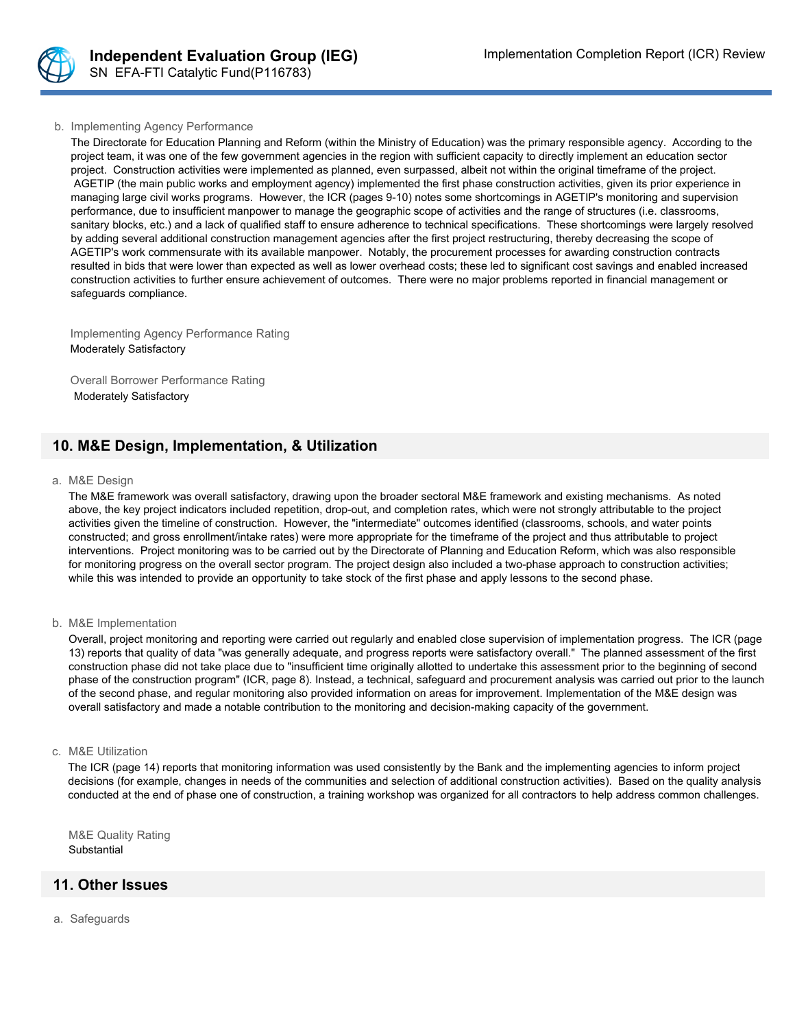b. Implementing Agency Performance

The Directorate for Education Planning and Reform (within the Ministry of Education) was the primary responsible agency. According to the project team, it was one of the few government agencies in the region with sufficient capacity to directly implement an education sector project. Construction activities were implemented as planned, even surpassed, albeit not within the original timeframe of the project. AGETIP (the main public works and employment agency) implemented the first phase construction activities, given its prior experience in managing large civil works programs. However, the ICR (pages 9-10) notes some shortcomings in AGETIP's monitoring and supervision performance, due to insufficient manpower to manage the geographic scope of activities and the range of structures (i.e. classrooms, sanitary blocks, etc.) and a lack of qualified staff to ensure adherence to technical specifications. These shortcomings were largely resolved by adding several additional construction management agencies after the first project restructuring, thereby decreasing the scope of AGETIP's work commensurate with its available manpower. Notably, the procurement processes for awarding construction contracts resulted in bids that were lower than expected as well as lower overhead costs; these led to significant cost savings and enabled increased construction activities to further ensure achievement of outcomes. There were no major problems reported in financial management or safeguards compliance.

Implementing Agency Performance Rating
Moderately Satisfactory

Overall Borrower Performance Rating
Moderately Satisfactory

## 10. M&E Design, Implementation, & Utilization

a. M&E Design

The M&E framework was overall satisfactory, drawing upon the broader sectoral M&E framework and existing mechanisms. As noted above, the key project indicators included repetition, drop-out, and completion rates, which were not strongly attributable to the project activities given the timeline of construction. However, the "intermediate" outcomes identified (classrooms, schools, and water points constructed; and gross enrollment/intake rates) were more appropriate for the timeframe of the project and thus attributable to project interventions. Project monitoring was to be carried out by the Directorate of Planning and Education Reform, which was also responsible for monitoring progress on the overall sector program. The project design also included a two-phase approach to construction activities; while this was intended to provide an opportunity to take stock of the first phase and apply lessons to the second phase.

b. M&E Implementation

Overall, project monitoring and reporting were carried out regularly and enabled close supervision of implementation progress. The ICR (page 13) reports that quality of data "was generally adequate, and progress reports were satisfactory overall." The planned assessment of the first construction phase did not take place due to "insufficient time originally allotted to undertake this assessment prior to the beginning of second phase of the construction program" (ICR, page 8). Instead, a technical, safeguard and procurement analysis was carried out prior to the launch of the second phase, and regular monitoring also provided information on areas for improvement. Implementation of the M&E design was overall satisfactory and made a notable contribution to the monitoring and decision-making capacity of the government.

c. M&E Utilization

The ICR (page 14) reports that monitoring information was used consistently by the Bank and the implementing agencies to inform project decisions (for example, changes in needs of the communities and selection of additional construction activities). Based on the quality analysis conducted at the end of phase one of construction, a training workshop was organized for all contractors to help address common challenges.

M&E Quality Rating
Substantial

## 11. Other Issues

a. Safeguards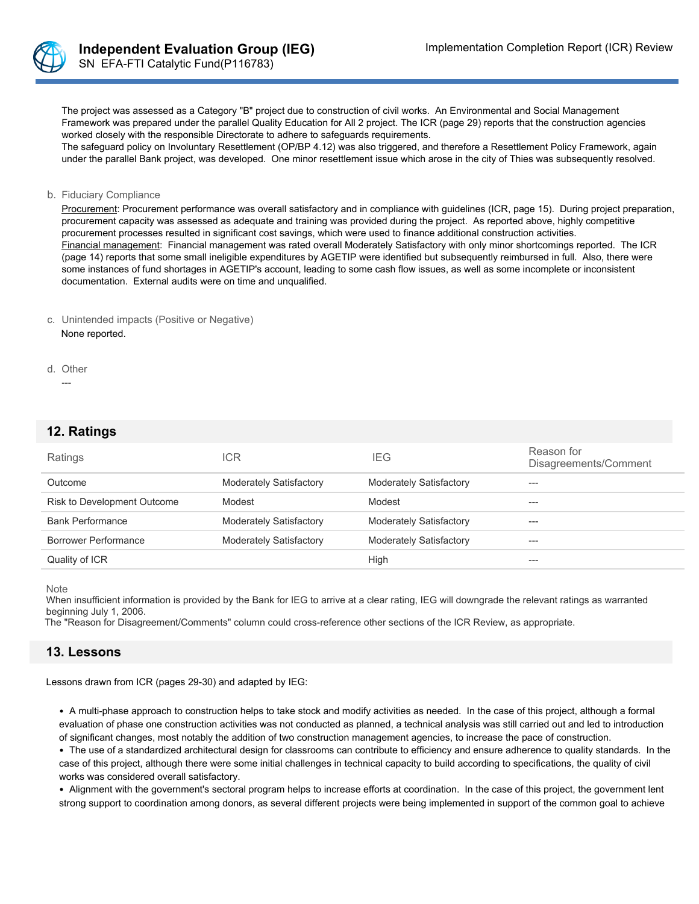The project was assessed as a Category "B" project due to construction of civil works. An Environmental and Social Management Framework was prepared under the parallel Quality Education for All 2 project. The ICR (page 29) reports that the construction agencies worked closely with the responsible Directorate to adhere to safeguards requirements.
The safeguard policy on Involuntary Resettlement (OP/BP 4.12) was also triggered, and therefore a Resettlement Policy Framework, again under the parallel Bank project, was developed. One minor resettlement issue which arose in the city of Thies was subsequently resolved.

b. Fiduciary Compliance

Procurement: Procurement performance was overall satisfactory and in compliance with guidelines (ICR, page 15). During project preparation, procurement capacity was assessed as adequate and training was provided during the project. As reported above, highly competitive procurement processes resulted in significant cost savings, which were used to finance additional construction activities.
Financial management: Financial management was rated overall Moderately Satisfactory with only minor shortcomings reported. The ICR (page 14) reports that some small ineligible expenditures by AGETIP were identified but subsequently reimbursed in full. Also, there were some instances of fund shortages in AGETIP's account, leading to some cash flow issues, as well as some incomplete or inconsistent documentation. External audits were on time and unqualified.

c. Unintended impacts (Positive or Negative)

None reported.

d. Other

---

## 12. Ratings

| Ratings | ICR | IEG | Reason for Disagreements/Comment |
|---|---|---|---|
| Outcome | Moderately Satisfactory | Moderately Satisfactory | --- |
| Risk to Development Outcome | Modest | Modest | --- |
| Bank Performance | Moderately Satisfactory | Moderately Satisfactory | --- |
| Borrower Performance | Moderately Satisfactory | Moderately Satisfactory | --- |
| Quality of ICR | | High | --- |

Note
When insufficient information is provided by the Bank for IEG to arrive at a clear rating, IEG will downgrade the relevant ratings as warranted beginning July 1, 2006.
The "Reason for Disagreement/Comments" column could cross-reference other sections of the ICR Review, as appropriate.

## 13. Lessons

Lessons drawn from ICR (pages 29-30) and adapted by IEG:

- A multi-phase approach to construction helps to take stock and modify activities as needed. In the case of this project, although a formal evaluation of phase one construction activities was not conducted as planned, a technical analysis was still carried out and led to introduction of significant changes, most notably the addition of two construction management agencies, to increase the pace of construction.
- The use of a standardized architectural design for classrooms can contribute to efficiency and ensure adherence to quality standards. In the case of this project, although there were some initial challenges in technical capacity to build according to specifications, the quality of civil works was considered overall satisfactory.
- Alignment with the government's sectoral program helps to increase efforts at coordination. In the case of this project, the government lent strong support to coordination among donors, as several different projects were being implemented in support of the common goal to achieve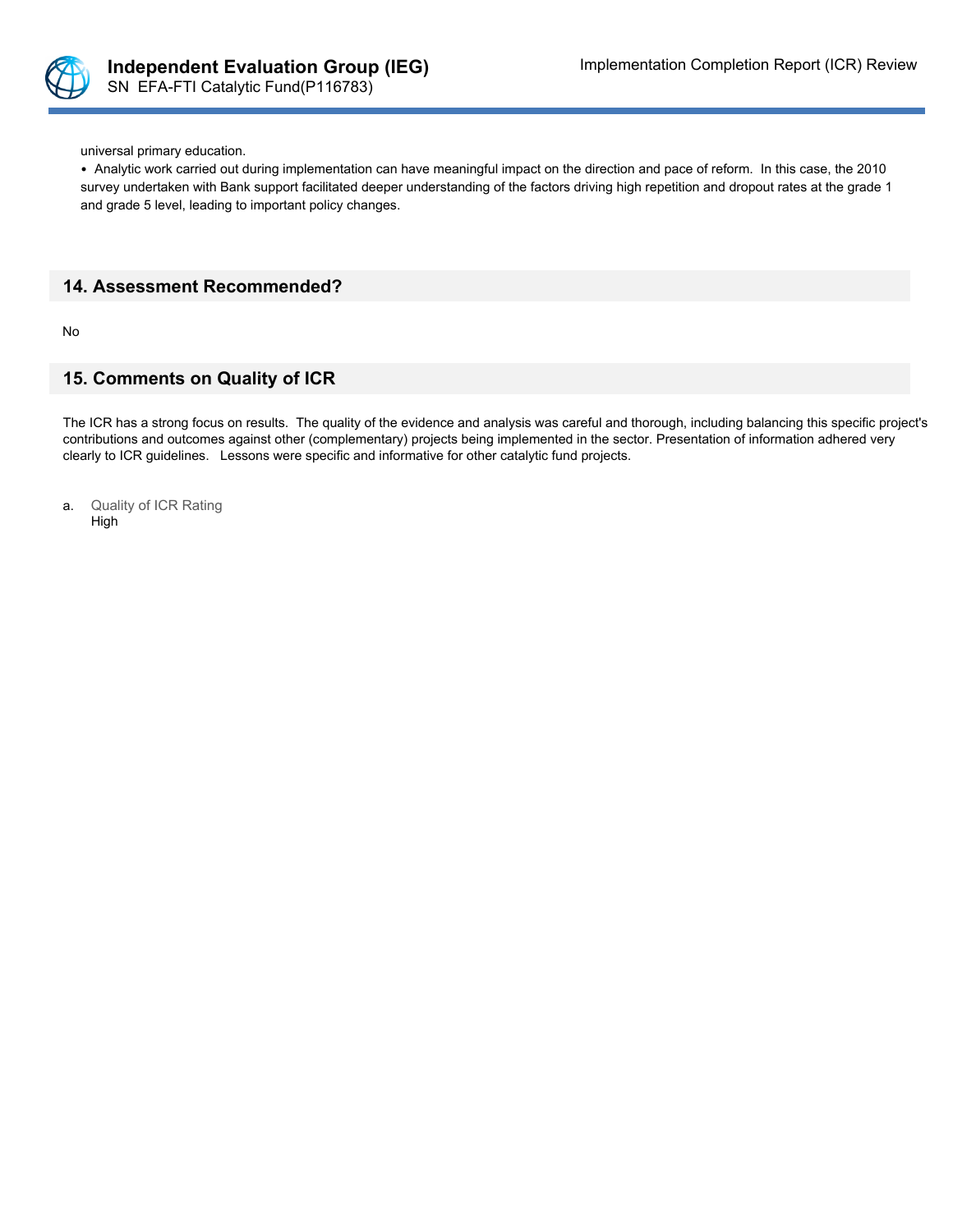universal primary education.

- Analytic work carried out during implementation can have meaningful impact on the direction and pace of reform. In this case, the 2010 survey undertaken with Bank support facilitated deeper understanding of the factors driving high repetition and dropout rates at the grade 1 and grade 5 level, leading to important policy changes.

## 14. Assessment Recommended?

No

## 15. Comments on Quality of ICR

The ICR has a strong focus on results. The quality of the evidence and analysis was careful and thorough, including balancing this specific project's contributions and outcomes against other (complementary) projects being implemented in the sector. Presentation of information adhered very clearly to ICR guidelines. Lessons were specific and informative for other catalytic fund projects.

a. Quality of ICR Rating
High